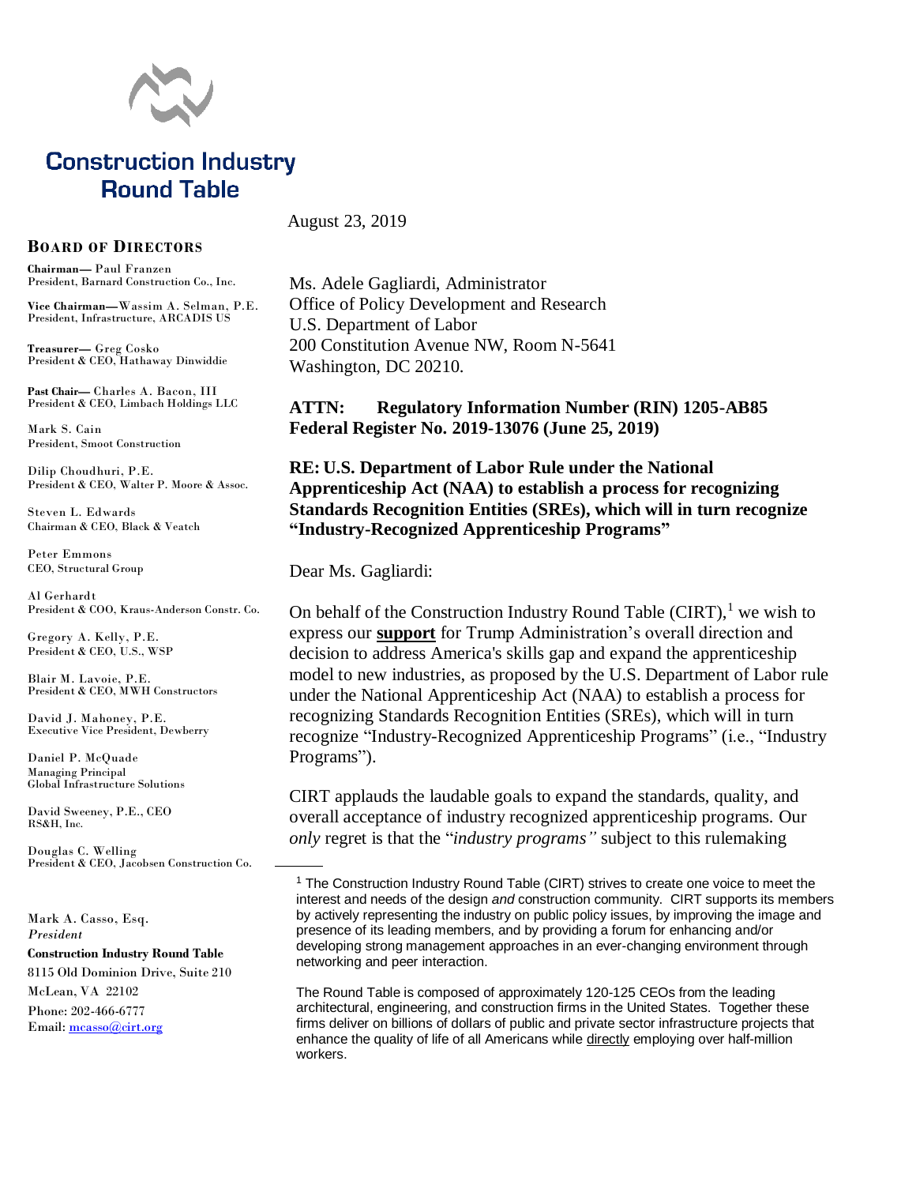# Construction Industry Round Table

**BOARD OF DIRECTORS**

**Chairman—** Paul Franzen
President, Barnard Construction Co., Inc.

**Vice Chairman—**Wassim A. Selman, P.E.
President, Infrastructure, ARCADIS US

**Treasurer—** Greg Cosko
President & CEO, Hathaway Dinwiddie

**Past Chair—** Charles A. Bacon, III
President & CEO, Limbach Holdings LLC

Mark S. Cain
President, Smoot Construction

Dilip Choudhuri, P.E.
President & CEO, Walter P. Moore & Assoc.

Steven L. Edwards
Chairman & CEO, Black & Veatch

Peter Emmons
CEO, Structural Group

Al Gerhardt
President & COO, Kraus-Anderson Constr. Co.

Gregory A. Kelly, P.E.
President & CEO, U.S., WSP

Blair M. Lavoie, P.E.
President & CEO, MWH Constructors

David J. Mahoney, P.E.
Executive Vice President, Dewberry

Daniel P. McQuade
Managing Principal
Global Infrastructure Solutions

David Sweeney, P.E., CEO
RS&H, Inc.

Douglas C. Welling
President & CEO, Jacobsen Construction Co.

Mark A. Casso, Esq.
*President*
**Construction Industry Round Table**
8115 Old Dominion Drive, Suite 210
McLean, VA 22102
Phone: 202-466-6777
Email: mcasso@cirt.org

---

August 23, 2019

Ms. Adele Gagliardi, Administrator
Office of Policy Development and Research
U.S. Department of Labor
200 Constitution Avenue NW, Room N-5641
Washington, DC 20210.

**ATTN: Regulatory Information Number (RIN) 1205-AB85**
**Federal Register No. 2019-13076 (June 25, 2019)**

**RE: U.S. Department of Labor Rule under the National Apprenticeship Act (NAA) to establish a process for recognizing Standards Recognition Entities (SREs), which will in turn recognize "Industry-Recognized Apprenticeship Programs"**

Dear Ms. Gagliardi:

On behalf of the Construction Industry Round Table (CIRT),[1] we wish to express our **support** for Trump Administration's overall direction and decision to address America's skills gap and expand the apprenticeship model to new industries, as proposed by the U.S. Department of Labor rule under the National Apprenticeship Act (NAA) to establish a process for recognizing Standards Recognition Entities (SREs), which will in turn recognize "Industry-Recognized Apprenticeship Programs" (i.e., "Industry Programs").

CIRT applauds the laudable goals to expand the standards, quality, and overall acceptance of industry recognized apprenticeship programs. Our *only* regret is that the "*industry programs"* subject to this rulemaking

---

[1] The Construction Industry Round Table (CIRT) strives to create one voice to meet the interest and needs of the design *and* construction community. CIRT supports its members by actively representing the industry on public policy issues, by improving the image and presence of its leading members, and by providing a forum for enhancing and/or developing strong management approaches in an ever-changing environment through networking and peer interaction.

The Round Table is composed of approximately 120-125 CEOs from the leading architectural, engineering, and construction firms in the United States. Together these firms deliver on billions of dollars of public and private sector infrastructure projects that enhance the quality of life of all Americans while directly employing over half-million workers.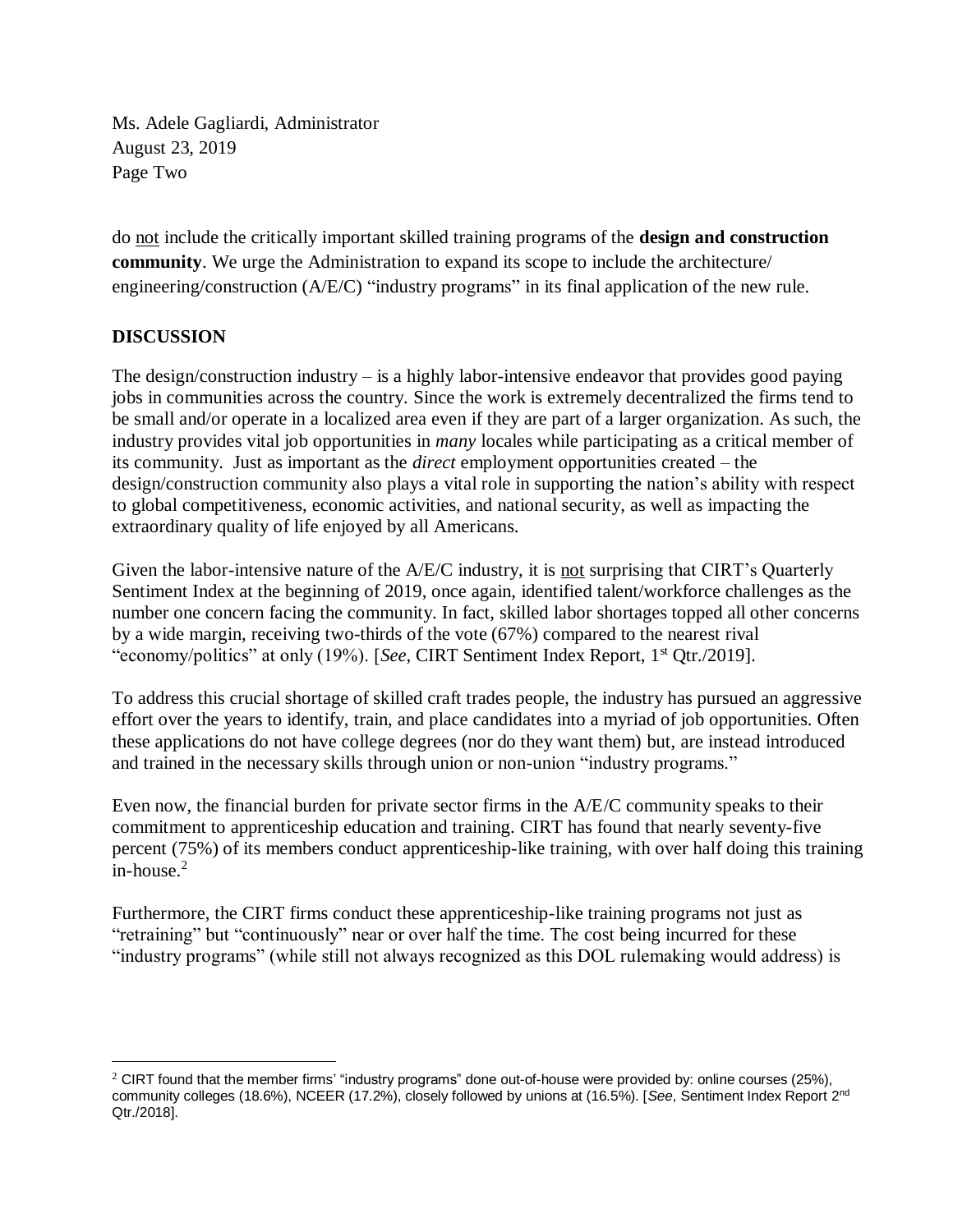do not include the critically important skilled training programs of the **design and construction community**. We urge the Administration to expand its scope to include the architecture/ engineering/construction (A/E/C) "industry programs" in its final application of the new rule.

## DISCUSSION

The design/construction industry – is a highly labor-intensive endeavor that provides good paying jobs in communities across the country. Since the work is extremely decentralized the firms tend to be small and/or operate in a localized area even if they are part of a larger organization. As such, the industry provides vital job opportunities in *many* locales while participating as a critical member of its community. Just as important as the *direct* employment opportunities created – the design/construction community also plays a vital role in supporting the nation's ability with respect to global competitiveness, economic activities, and national security, as well as impacting the extraordinary quality of life enjoyed by all Americans.

Given the labor-intensive nature of the A/E/C industry, it is not surprising that CIRT's Quarterly Sentiment Index at the beginning of 2019, once again, identified talent/workforce challenges as the number one concern facing the community. In fact, skilled labor shortages topped all other concerns by a wide margin, receiving two-thirds of the vote (67%) compared to the nearest rival "economy/politics" at only (19%). [*See*, CIRT Sentiment Index Report, 1st Qtr./2019].

To address this crucial shortage of skilled craft trades people, the industry has pursued an aggressive effort over the years to identify, train, and place candidates into a myriad of job opportunities. Often these applications do not have college degrees (nor do they want them) but, are instead introduced and trained in the necessary skills through union or non-union "industry programs."

Even now, the financial burden for private sector firms in the A/E/C community speaks to their commitment to apprenticeship education and training. CIRT has found that nearly seventy-five percent (75%) of its members conduct apprenticeship-like training, with over half doing this training in-house.[2]

Furthermore, the CIRT firms conduct these apprenticeship-like training programs not just as "retraining" but "continuously" near or over half the time. The cost being incurred for these "industry programs" (while still not always recognized as this DOL rulemaking would address) is

---

[2] CIRT found that the member firms' "industry programs" done out-of-house were provided by: online courses (25%), community colleges (18.6%), NCEER (17.2%), closely followed by unions at (16.5%). [*See*, Sentiment Index Report 2nd Qtr./2018].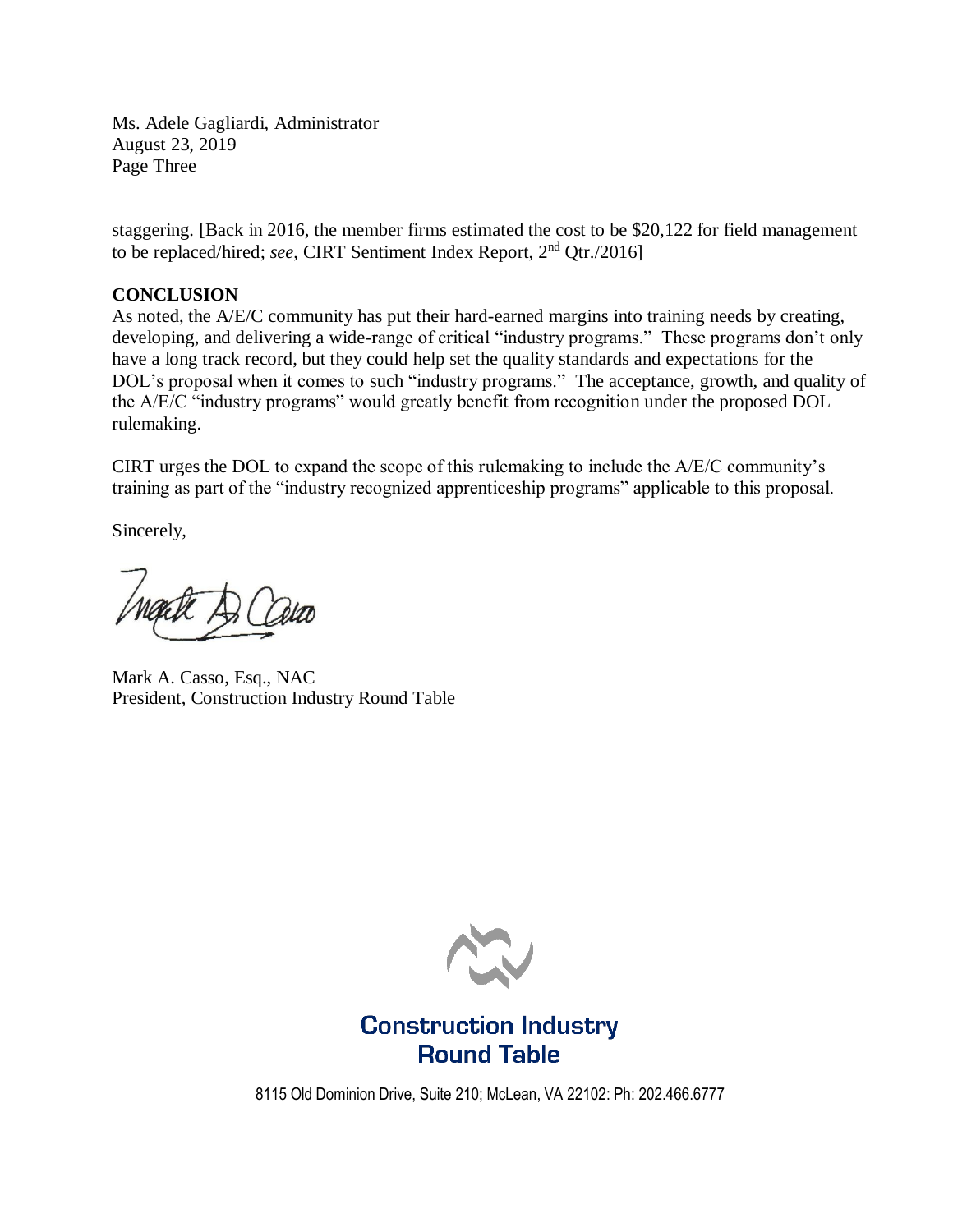Ms. Adele Gagliardi, Administrator
August 23, 2019
Page Three

staggering. [Back in 2016, the member firms estimated the cost to be $20,122 for field management to be replaced/hired; *see*, CIRT Sentiment Index Report, 2nd Qtr./2016]

**CONCLUSION**

As noted, the A/E/C community has put their hard-earned margins into training needs by creating, developing, and delivering a wide-range of critical "industry programs." These programs don't only have a long track record, but they could help set the quality standards and expectations for the DOL's proposal when it comes to such "industry programs." The acceptance, growth, and quality of the A/E/C "industry programs" would greatly benefit from recognition under the proposed DOL rulemaking.

CIRT urges the DOL to expand the scope of this rulemaking to include the A/E/C community's training as part of the "industry recognized apprenticeship programs" applicable to this proposal.

Sincerely,

Mark A. Casso, Esq., NAC
President, Construction Industry Round Table

Construction Industry
Round Table

8115 Old Dominion Drive, Suite 210; McLean, VA 22102: Ph: 202.466.6777